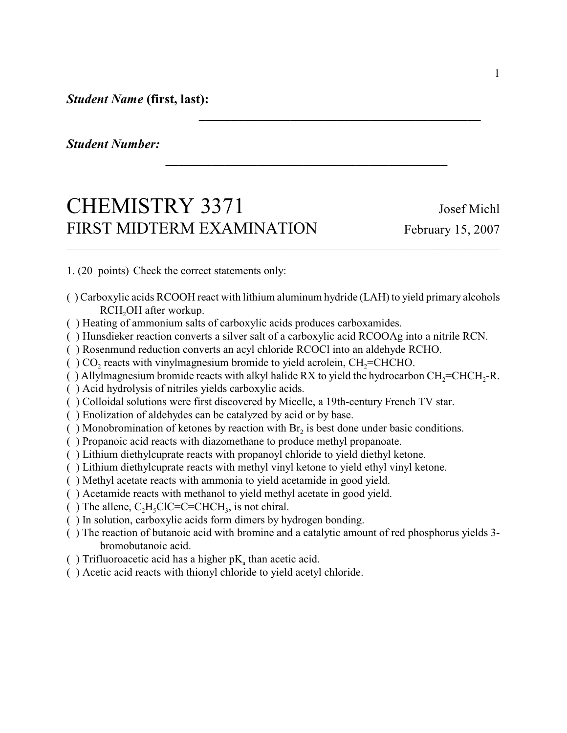***Student Name*** **(first, last):** ___________________________________________

***Student Number:*** ___________________________________________

# CHEMISTRY 3371 — Josef Michl

## FIRST MIDTERM EXAMINATION — February 15, 2007

---

1. (20 points) Check the correct statements only:

( ) Carboxylic acids RCOOH react with lithium aluminum hydride (LAH) to yield primary alcohols $RCH_2OH$ after workup.
( ) Heating of ammonium salts of carboxylic acids produces carboxamides.
( ) Hunsdieker reaction converts a silver salt of a carboxylic acid RCOOAg into a nitrile RCN.
( ) Rosenmund reduction converts an acyl chloride RCOCl into an aldehyde RCHO.
( ) $CO_2$ reacts with vinylmagnesium bromide to yield acrolein, $CH_2$=CHCHO.
( ) Allylmagnesium bromide reacts with alkyl halide RX to yield the hydrocarbon $CH_2$=$CHCH_2$-R.
( ) Acid hydrolysis of nitriles yields carboxylic acids.
( ) Colloidal solutions were first discovered by Micelle, a 19th-century French TV star.
( ) Enolization of aldehydes can be catalyzed by acid or by base.
( ) Monobromination of ketones by reaction with $Br_2$ is best done under basic conditions.
( ) Propanoic acid reacts with diazomethane to produce methyl propanoate.
( ) Lithium diethylcuprate reacts with propanoyl chloride to yield diethyl ketone.
( ) Lithium diethylcuprate reacts with methyl vinyl ketone to yield ethyl vinyl ketone.
( ) Methyl acetate reacts with ammonia to yield acetamide in good yield.
( ) Acetamide reacts with methanol to yield methyl acetate in good yield.
( ) The allene, $C_2H_5ClC$=C=$CHCH_3$, is not chiral.
( ) In solution, carboxylic acids form dimers by hydrogen bonding.
( ) The reaction of butanoic acid with bromine and a catalytic amount of red phosphorus yields 3-bromobutanoic acid.
( ) Trifluoroacetic acid has a higher $pK_a$ than acetic acid.
( ) Acetic acid reacts with thionyl chloride to yield acetyl chloride.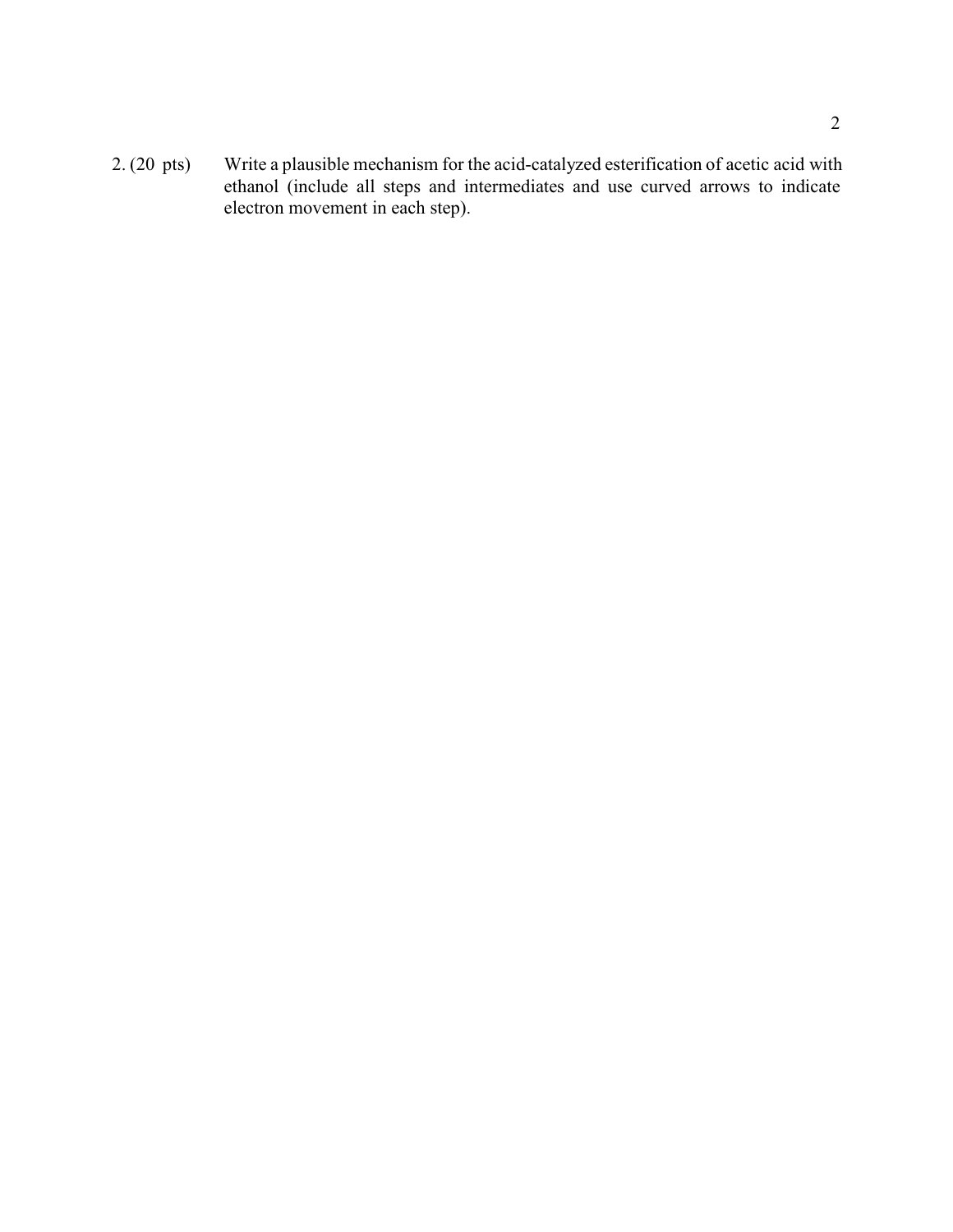2. (20 pts) Write a plausible mechanism for the acid-catalyzed esterification of acetic acid with ethanol (include all steps and intermediates and use curved arrows to indicate electron movement in each step).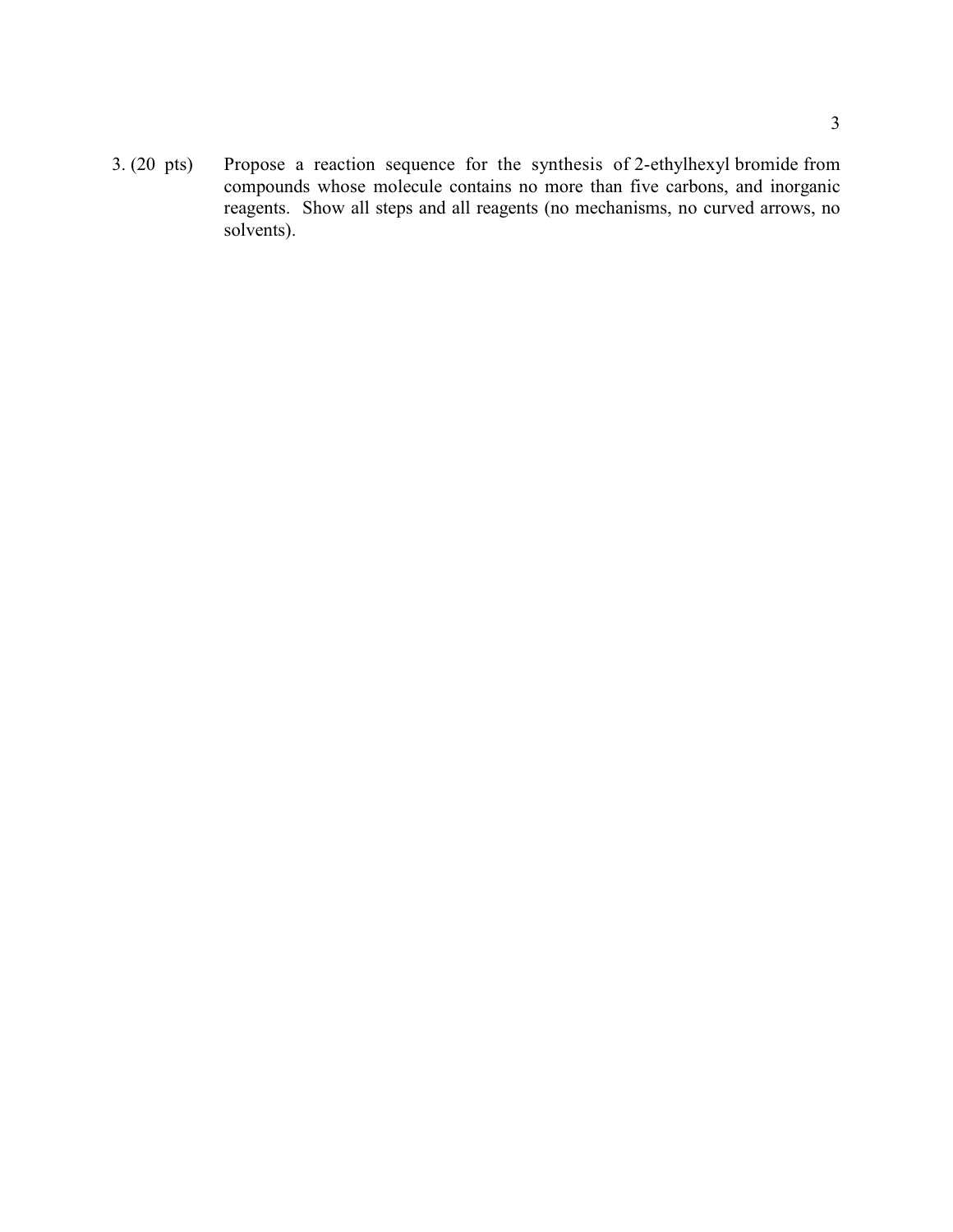3. (20 pts) Propose a reaction sequence for the synthesis of 2-ethylhexyl bromide from compounds whose molecule contains no more than five carbons, and inorganic reagents. Show all steps and all reagents (no mechanisms, no curved arrows, no solvents).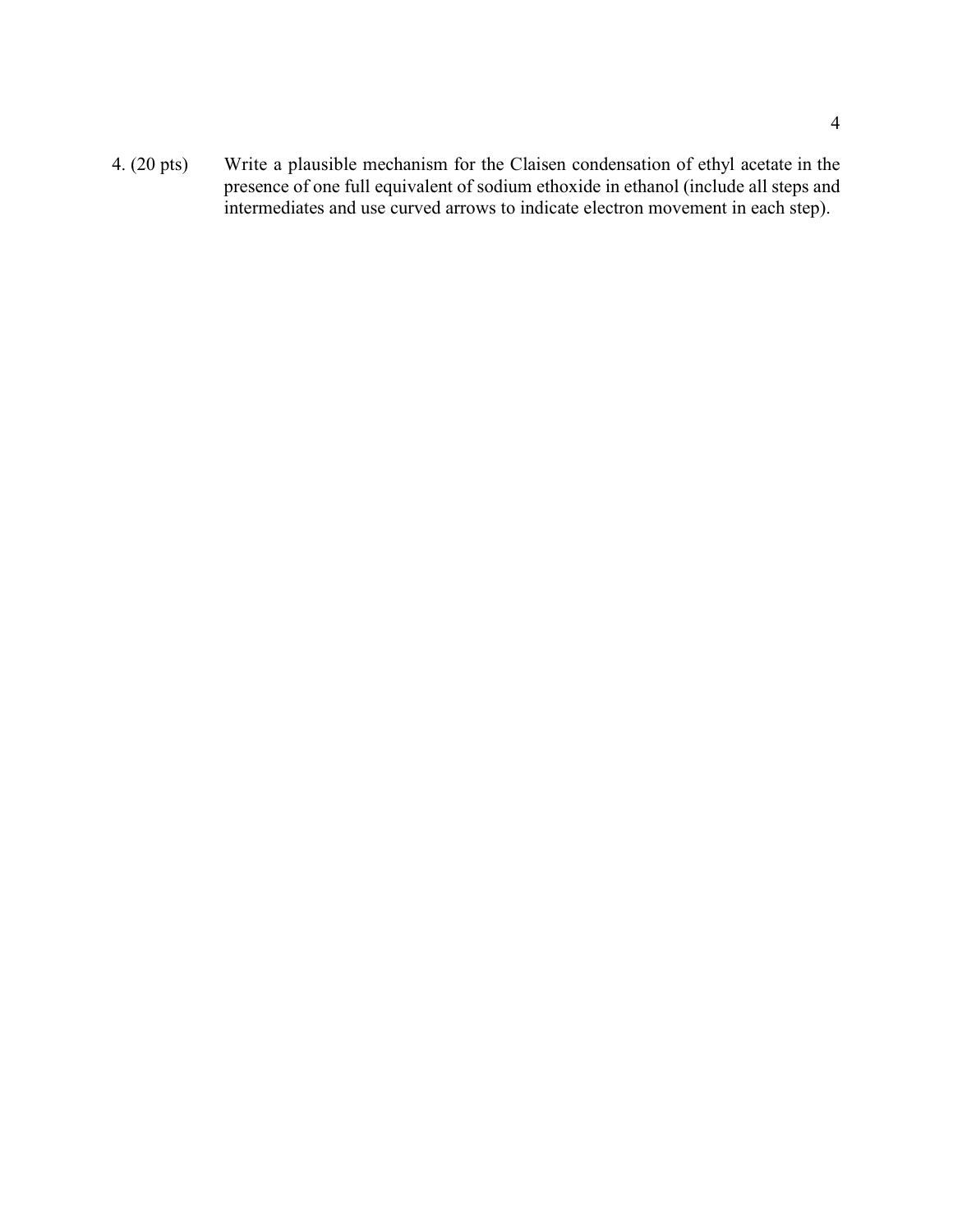4. (20 pts) Write a plausible mechanism for the Claisen condensation of ethyl acetate in the presence of one full equivalent of sodium ethoxide in ethanol (include all steps and intermediates and use curved arrows to indicate electron movement in each step).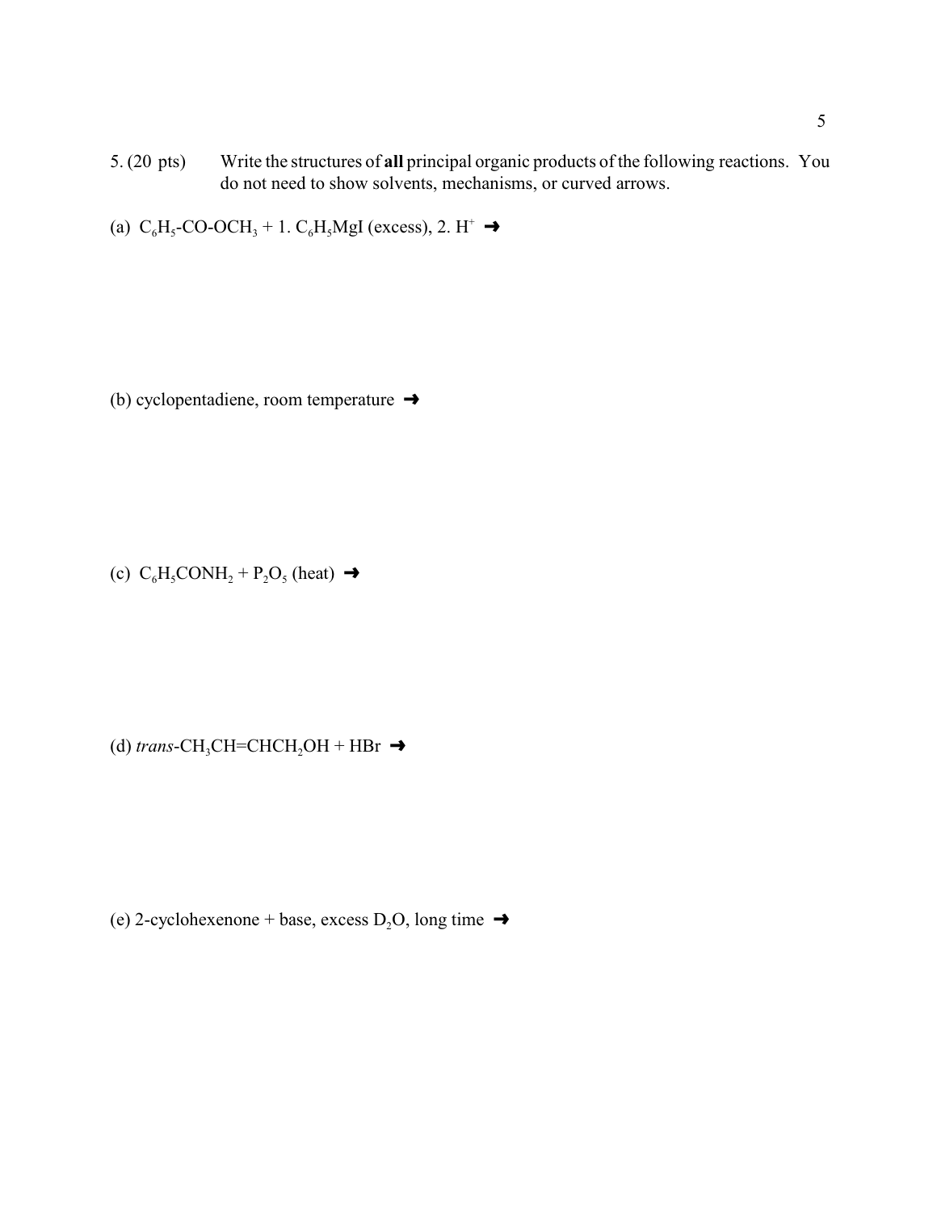5. (20 pts) Write the structures of **all** principal organic products of the following reactions. You do not need to show solvents, mechanisms, or curved arrows.

(a) $C_6H_5$-CO-$OCH_3$ + 1. $C_6H_5MgI$ (excess), 2. $H^+$ ➞

(b) cyclopentadiene, room temperature ➞

(c) $C_6H_5CONH_2$ + $P_2O_5$ (heat) ➞

(d) *trans*-$CH_3CH$=$CHCH_2OH$ + HBr ➞

(e) 2-cyclohexenone + base, excess $D_2O$, long time ➞